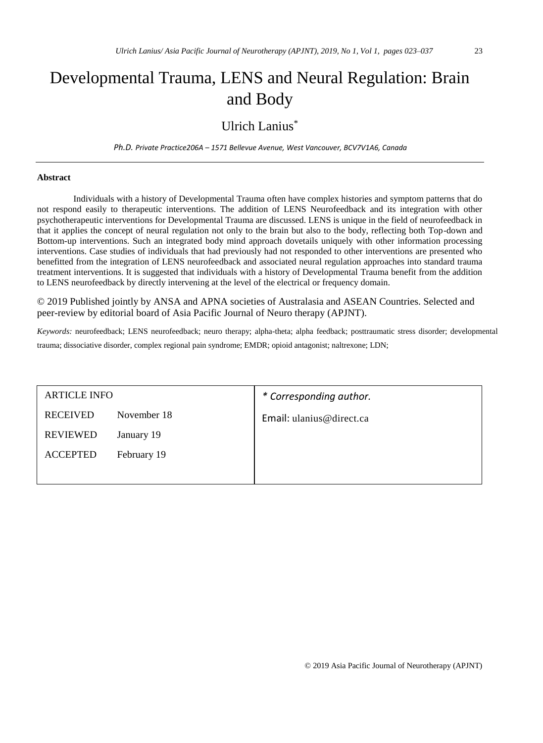# Developmental Trauma, LENS and Neural Regulation: Brain and Body

Ulrich Lanius*

*Ph.D. Private Practice206A – 1571 Bellevue Avenue, West Vancouver, BCV7V1A6, Canada*

---

**Abstract**

Individuals with a history of Developmental Trauma often have complex histories and symptom patterns that do not respond easily to therapeutic interventions. The addition of LENS Neurofeedback and its integration with other psychotherapeutic interventions for Developmental Trauma are discussed. LENS is unique in the field of neurofeedback in that it applies the concept of neural regulation not only to the brain but also to the body, reflecting both Top-down and Bottom-up interventions. Such an integrated body mind approach dovetails uniquely with other information processing interventions. Case studies of individuals that had previously had not responded to other interventions are presented who benefitted from the integration of LENS neurofeedback and associated neural regulation approaches into standard trauma treatment interventions. It is suggested that individuals with a history of Developmental Trauma benefit from the addition to LENS neurofeedback by directly intervening at the level of the electrical or frequency domain.

© 2019 Published jointly by ANSA and APNA societies of Australasia and ASEAN Countries. Selected and peer-review by editorial board of Asia Pacific Journal of Neuro therapy (APJNT).

*Keywords:* neurofeedback; LENS neurofeedback; neuro therapy; alpha-theta; alpha feedback; posttraumatic stress disorder; developmental trauma; dissociative disorder, complex regional pain syndrome; EMDR; opioid antagonist; naltrexone; LDN;

| ARTICLE INFO | | * Corresponding author. |
|---|---|---|
| RECEIVED | November 18 | Email: ulanius@direct.ca |
| REVIEWED | January 19 | |
| ACCEPTED | February 19 | |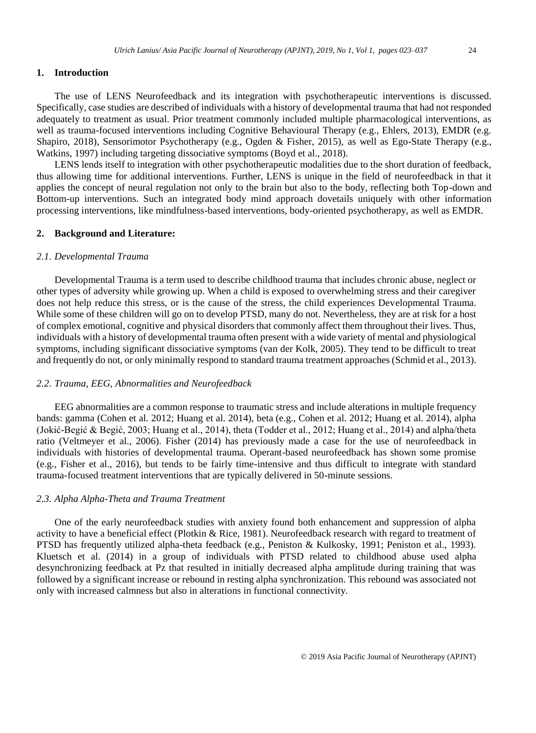## 1. Introduction

The use of LENS Neurofeedback and its integration with psychotherapeutic interventions is discussed. Specifically, case studies are described of individuals with a history of developmental trauma that had not responded adequately to treatment as usual. Prior treatment commonly included multiple pharmacological interventions, as well as trauma-focused interventions including Cognitive Behavioural Therapy (e.g., Ehlers, 2013), EMDR (e.g. Shapiro, 2018), Sensorimotor Psychotherapy (e.g., Ogden & Fisher, 2015), as well as Ego-State Therapy (e.g., Watkins, 1997) including targeting dissociative symptoms (Boyd et al., 2018).

LENS lends itself to integration with other psychotherapeutic modalities due to the short duration of feedback, thus allowing time for additional interventions. Further, LENS is unique in the field of neurofeedback in that it applies the concept of neural regulation not only to the brain but also to the body, reflecting both Top-down and Bottom-up interventions. Such an integrated body mind approach dovetails uniquely with other information processing interventions, like mindfulness-based interventions, body-oriented psychotherapy, as well as EMDR.

## 2. Background and Literature:

### *2.1. Developmental Trauma*

Developmental Trauma is a term used to describe childhood trauma that includes chronic abuse, neglect or other types of adversity while growing up. When a child is exposed to overwhelming stress and their caregiver does not help reduce this stress, or is the cause of the stress, the child experiences Developmental Trauma. While some of these children will go on to develop PTSD, many do not. Nevertheless, they are at risk for a host of complex emotional, cognitive and physical disorders that commonly affect them throughout their lives. Thus, individuals with a history of developmental trauma often present with a wide variety of mental and physiological symptoms, including significant dissociative symptoms (van der Kolk, 2005). They tend to be difficult to treat and frequently do not, or only minimally respond to standard trauma treatment approaches (Schmid et al., 2013).

### *2.2. Trauma, EEG, Abnormalities and Neurofeedback*

EEG abnormalities are a common response to traumatic stress and include alterations in multiple frequency bands: gamma (Cohen et al. 2012; Huang et al. 2014), beta (e.g., Cohen et al. 2012; Huang et al. 2014), alpha (Jokić-Begić & Begić, 2003; Huang et al., 2014), theta (Todder et al., 2012; Huang et al., 2014) and alpha/theta ratio (Veltmeyer et al., 2006). Fisher (2014) has previously made a case for the use of neurofeedback in individuals with histories of developmental trauma. Operant-based neurofeedback has shown some promise (e.g., Fisher et al., 2016), but tends to be fairly time-intensive and thus difficult to integrate with standard trauma-focused treatment interventions that are typically delivered in 50-minute sessions.

### *2.3. Alpha Alpha-Theta and Trauma Treatment*

One of the early neurofeedback studies with anxiety found both enhancement and suppression of alpha activity to have a beneficial effect (Plotkin & Rice, 1981). Neurofeedback research with regard to treatment of PTSD has frequently utilized alpha-theta feedback (e.g., Peniston & Kulkosky, 1991; Peniston et al., 1993). Kluetsch et al. (2014) in a group of individuals with PTSD related to childhood abuse used alpha desynchronizing feedback at Pz that resulted in initially decreased alpha amplitude during training that was followed by a significant increase or rebound in resting alpha synchronization. This rebound was associated not only with increased calmness but also in alterations in functional connectivity.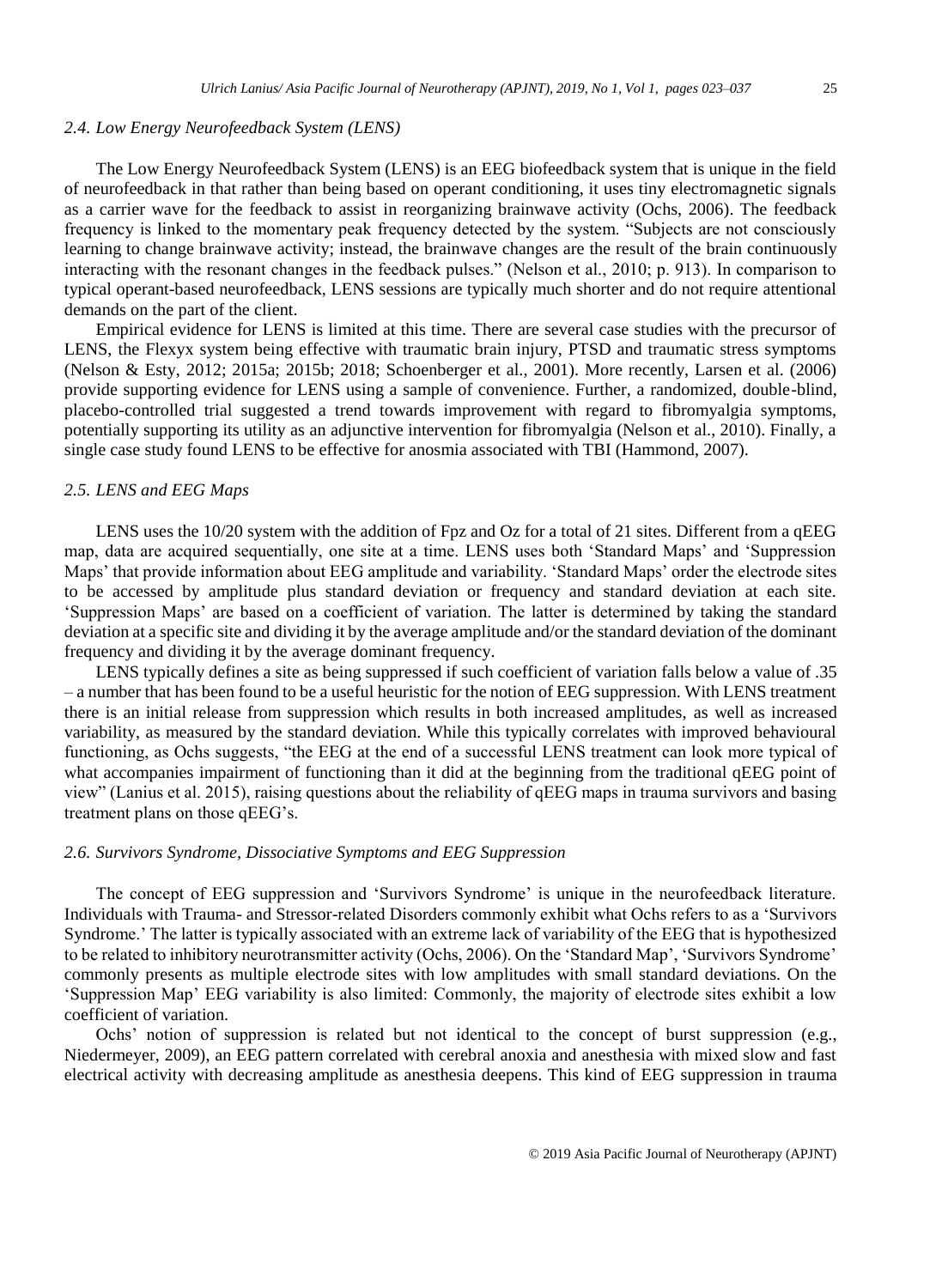### 2.4. Low Energy Neurofeedback System (LENS)

The Low Energy Neurofeedback System (LENS) is an EEG biofeedback system that is unique in the field of neurofeedback in that rather than being based on operant conditioning, it uses tiny electromagnetic signals as a carrier wave for the feedback to assist in reorganizing brainwave activity (Ochs, 2006). The feedback frequency is linked to the momentary peak frequency detected by the system. "Subjects are not consciously learning to change brainwave activity; instead, the brainwave changes are the result of the brain continuously interacting with the resonant changes in the feedback pulses." (Nelson et al., 2010; p. 913). In comparison to typical operant-based neurofeedback, LENS sessions are typically much shorter and do not require attentional demands on the part of the client.

Empirical evidence for LENS is limited at this time. There are several case studies with the precursor of LENS, the Flexyx system being effective with traumatic brain injury, PTSD and traumatic stress symptoms (Nelson & Esty, 2012; 2015a; 2015b; 2018; Schoenberger et al., 2001). More recently, Larsen et al. (2006) provide supporting evidence for LENS using a sample of convenience. Further, a randomized, double-blind, placebo-controlled trial suggested a trend towards improvement with regard to fibromyalgia symptoms, potentially supporting its utility as an adjunctive intervention for fibromyalgia (Nelson et al., 2010). Finally, a single case study found LENS to be effective for anosmia associated with TBI (Hammond, 2007).

### 2.5. LENS and EEG Maps

LENS uses the 10/20 system with the addition of Fpz and Oz for a total of 21 sites. Different from a qEEG map, data are acquired sequentially, one site at a time. LENS uses both 'Standard Maps' and 'Suppression Maps' that provide information about EEG amplitude and variability. 'Standard Maps' order the electrode sites to be accessed by amplitude plus standard deviation or frequency and standard deviation at each site. 'Suppression Maps' are based on a coefficient of variation. The latter is determined by taking the standard deviation at a specific site and dividing it by the average amplitude and/or the standard deviation of the dominant frequency and dividing it by the average dominant frequency.

LENS typically defines a site as being suppressed if such coefficient of variation falls below a value of .35 – a number that has been found to be a useful heuristic for the notion of EEG suppression. With LENS treatment there is an initial release from suppression which results in both increased amplitudes, as well as increased variability, as measured by the standard deviation. While this typically correlates with improved behavioural functioning, as Ochs suggests, "the EEG at the end of a successful LENS treatment can look more typical of what accompanies impairment of functioning than it did at the beginning from the traditional qEEG point of view" (Lanius et al. 2015), raising questions about the reliability of qEEG maps in trauma survivors and basing treatment plans on those qEEG's.

### 2.6. Survivors Syndrome, Dissociative Symptoms and EEG Suppression

The concept of EEG suppression and 'Survivors Syndrome' is unique in the neurofeedback literature. Individuals with Trauma- and Stressor-related Disorders commonly exhibit what Ochs refers to as a 'Survivors Syndrome.' The latter is typically associated with an extreme lack of variability of the EEG that is hypothesized to be related to inhibitory neurotransmitter activity (Ochs, 2006). On the 'Standard Map', 'Survivors Syndrome' commonly presents as multiple electrode sites with low amplitudes with small standard deviations. On the 'Suppression Map' EEG variability is also limited: Commonly, the majority of electrode sites exhibit a low coefficient of variation.

Ochs' notion of suppression is related but not identical to the concept of burst suppression (e.g., Niedermeyer, 2009), an EEG pattern correlated with cerebral anoxia and anesthesia with mixed slow and fast electrical activity with decreasing amplitude as anesthesia deepens. This kind of EEG suppression in trauma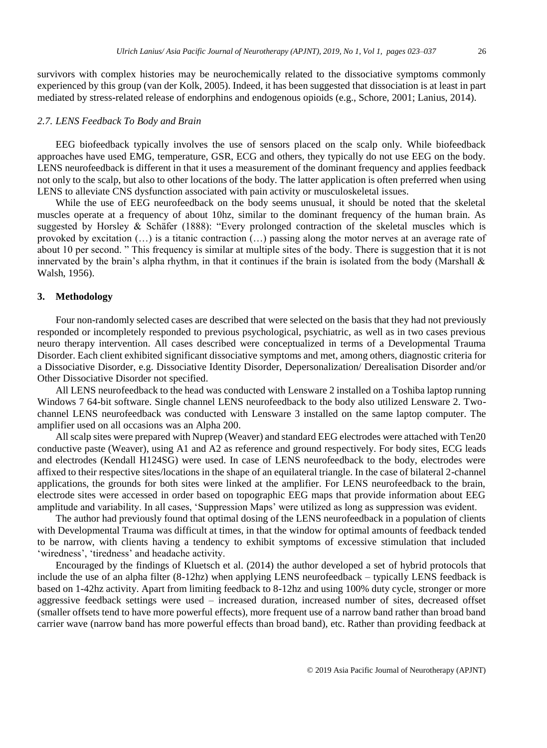survivors with complex histories may be neurochemically related to the dissociative symptoms commonly experienced by this group (van der Kolk, 2005). Indeed, it has been suggested that dissociation is at least in part mediated by stress-related release of endorphins and endogenous opioids (e.g., Schore, 2001; Lanius, 2014).

### *2.7. LENS Feedback To Body and Brain*

EEG biofeedback typically involves the use of sensors placed on the scalp only. While biofeedback approaches have used EMG, temperature, GSR, ECG and others, they typically do not use EEG on the body. LENS neurofeedback is different in that it uses a measurement of the dominant frequency and applies feedback not only to the scalp, but also to other locations of the body. The latter application is often preferred when using LENS to alleviate CNS dysfunction associated with pain activity or musculoskeletal issues.

While the use of EEG neurofeedback on the body seems unusual, it should be noted that the skeletal muscles operate at a frequency of about 10hz, similar to the dominant frequency of the human brain. As suggested by Horsley & Schäfer (1888): "Every prolonged contraction of the skeletal muscles which is provoked by excitation (…) is a titanic contraction (…) passing along the motor nerves at an average rate of about 10 per second. " This frequency is similar at multiple sites of the body. There is suggestion that it is not innervated by the brain's alpha rhythm, in that it continues if the brain is isolated from the body (Marshall & Walsh, 1956).

## 3. Methodology

Four non-randomly selected cases are described that were selected on the basis that they had not previously responded or incompletely responded to previous psychological, psychiatric, as well as in two cases previous neuro therapy intervention. All cases described were conceptualized in terms of a Developmental Trauma Disorder. Each client exhibited significant dissociative symptoms and met, among others, diagnostic criteria for a Dissociative Disorder, e.g. Dissociative Identity Disorder, Depersonalization/ Derealisation Disorder and/or Other Dissociative Disorder not specified.

All LENS neurofeedback to the head was conducted with Lensware 2 installed on a Toshiba laptop running Windows 7 64-bit software. Single channel LENS neurofeedback to the body also utilized Lensware 2. Two-channel LENS neurofeedback was conducted with Lensware 3 installed on the same laptop computer. The amplifier used on all occasions was an Alpha 200.

All scalp sites were prepared with Nuprep (Weaver) and standard EEG electrodes were attached with Ten20 conductive paste (Weaver), using A1 and A2 as reference and ground respectively. For body sites, ECG leads and electrodes (Kendall H124SG) were used. In case of LENS neurofeedback to the body, electrodes were affixed to their respective sites/locations in the shape of an equilateral triangle. In the case of bilateral 2-channel applications, the grounds for both sites were linked at the amplifier. For LENS neurofeedback to the brain, electrode sites were accessed in order based on topographic EEG maps that provide information about EEG amplitude and variability. In all cases, 'Suppression Maps' were utilized as long as suppression was evident.

The author had previously found that optimal dosing of the LENS neurofeedback in a population of clients with Developmental Trauma was difficult at times, in that the window for optimal amounts of feedback tended to be narrow, with clients having a tendency to exhibit symptoms of excessive stimulation that included 'wiredness', 'tiredness' and headache activity.

Encouraged by the findings of Kluetsch et al. (2014) the author developed a set of hybrid protocols that include the use of an alpha filter (8-12hz) when applying LENS neurofeedback – typically LENS feedback is based on 1-42hz activity. Apart from limiting feedback to 8-12hz and using 100% duty cycle, stronger or more aggressive feedback settings were used – increased duration, increased number of sites, decreased offset (smaller offsets tend to have more powerful effects), more frequent use of a narrow band rather than broad band carrier wave (narrow band has more powerful effects than broad band), etc. Rather than providing feedback at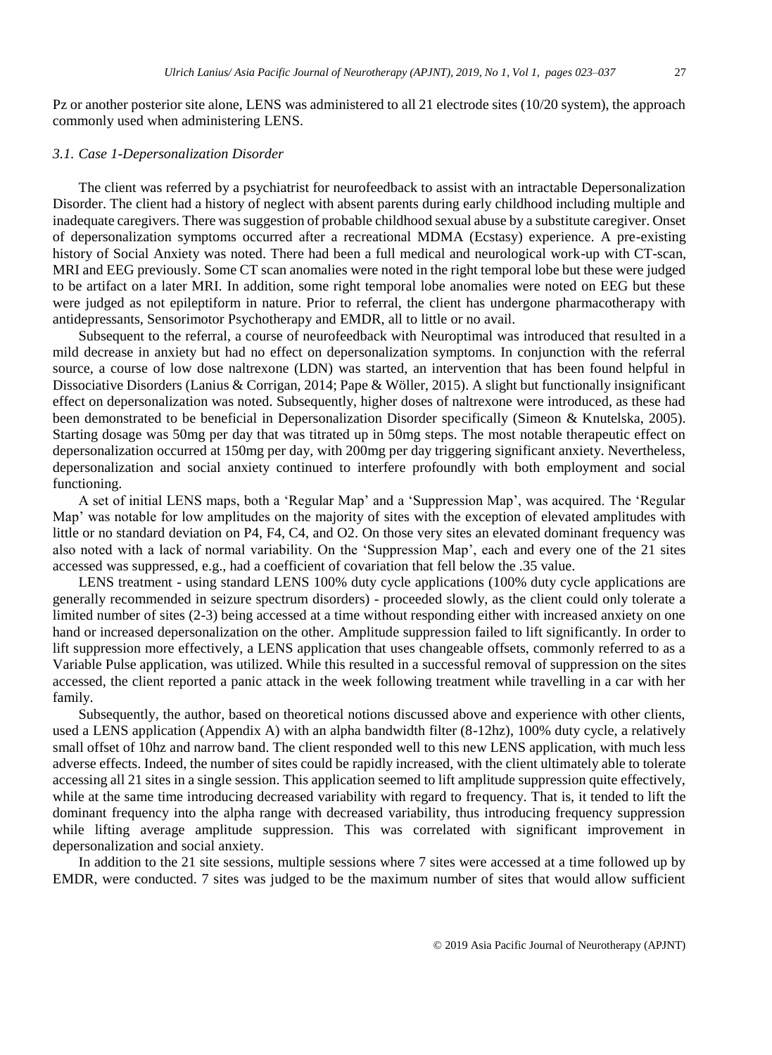Pz or another posterior site alone, LENS was administered to all 21 electrode sites (10/20 system), the approach commonly used when administering LENS.

### *3.1. Case 1-Depersonalization Disorder*

The client was referred by a psychiatrist for neurofeedback to assist with an intractable Depersonalization Disorder. The client had a history of neglect with absent parents during early childhood including multiple and inadequate caregivers. There was suggestion of probable childhood sexual abuse by a substitute caregiver. Onset of depersonalization symptoms occurred after a recreational MDMA (Ecstasy) experience. A pre-existing history of Social Anxiety was noted. There had been a full medical and neurological work-up with CT-scan, MRI and EEG previously. Some CT scan anomalies were noted in the right temporal lobe but these were judged to be artifact on a later MRI. In addition, some right temporal lobe anomalies were noted on EEG but these were judged as not epileptiform in nature. Prior to referral, the client has undergone pharmacotherapy with antidepressants, Sensorimotor Psychotherapy and EMDR, all to little or no avail.

Subsequent to the referral, a course of neurofeedback with Neuroptimal was introduced that resulted in a mild decrease in anxiety but had no effect on depersonalization symptoms. In conjunction with the referral source, a course of low dose naltrexone (LDN) was started, an intervention that has been found helpful in Dissociative Disorders (Lanius & Corrigan, 2014; Pape & Wöller, 2015). A slight but functionally insignificant effect on depersonalization was noted. Subsequently, higher doses of naltrexone were introduced, as these had been demonstrated to be beneficial in Depersonalization Disorder specifically (Simeon & Knutelska, 2005). Starting dosage was 50mg per day that was titrated up in 50mg steps. The most notable therapeutic effect on depersonalization occurred at 150mg per day, with 200mg per day triggering significant anxiety. Nevertheless, depersonalization and social anxiety continued to interfere profoundly with both employment and social functioning.

A set of initial LENS maps, both a 'Regular Map' and a 'Suppression Map', was acquired. The 'Regular Map' was notable for low amplitudes on the majority of sites with the exception of elevated amplitudes with little or no standard deviation on P4, F4, C4, and O2. On those very sites an elevated dominant frequency was also noted with a lack of normal variability. On the 'Suppression Map', each and every one of the 21 sites accessed was suppressed, e.g., had a coefficient of covariation that fell below the .35 value.

LENS treatment - using standard LENS 100% duty cycle applications (100% duty cycle applications are generally recommended in seizure spectrum disorders) - proceeded slowly, as the client could only tolerate a limited number of sites (2-3) being accessed at a time without responding either with increased anxiety on one hand or increased depersonalization on the other. Amplitude suppression failed to lift significantly. In order to lift suppression more effectively, a LENS application that uses changeable offsets, commonly referred to as a Variable Pulse application, was utilized. While this resulted in a successful removal of suppression on the sites accessed, the client reported a panic attack in the week following treatment while travelling in a car with her family.

Subsequently, the author, based on theoretical notions discussed above and experience with other clients, used a LENS application (Appendix A) with an alpha bandwidth filter (8-12hz), 100% duty cycle, a relatively small offset of 10hz and narrow band. The client responded well to this new LENS application, with much less adverse effects. Indeed, the number of sites could be rapidly increased, with the client ultimately able to tolerate accessing all 21 sites in a single session. This application seemed to lift amplitude suppression quite effectively, while at the same time introducing decreased variability with regard to frequency. That is, it tended to lift the dominant frequency into the alpha range with decreased variability, thus introducing frequency suppression while lifting average amplitude suppression. This was correlated with significant improvement in depersonalization and social anxiety.

In addition to the 21 site sessions, multiple sessions where 7 sites were accessed at a time followed up by EMDR, were conducted. 7 sites was judged to be the maximum number of sites that would allow sufficient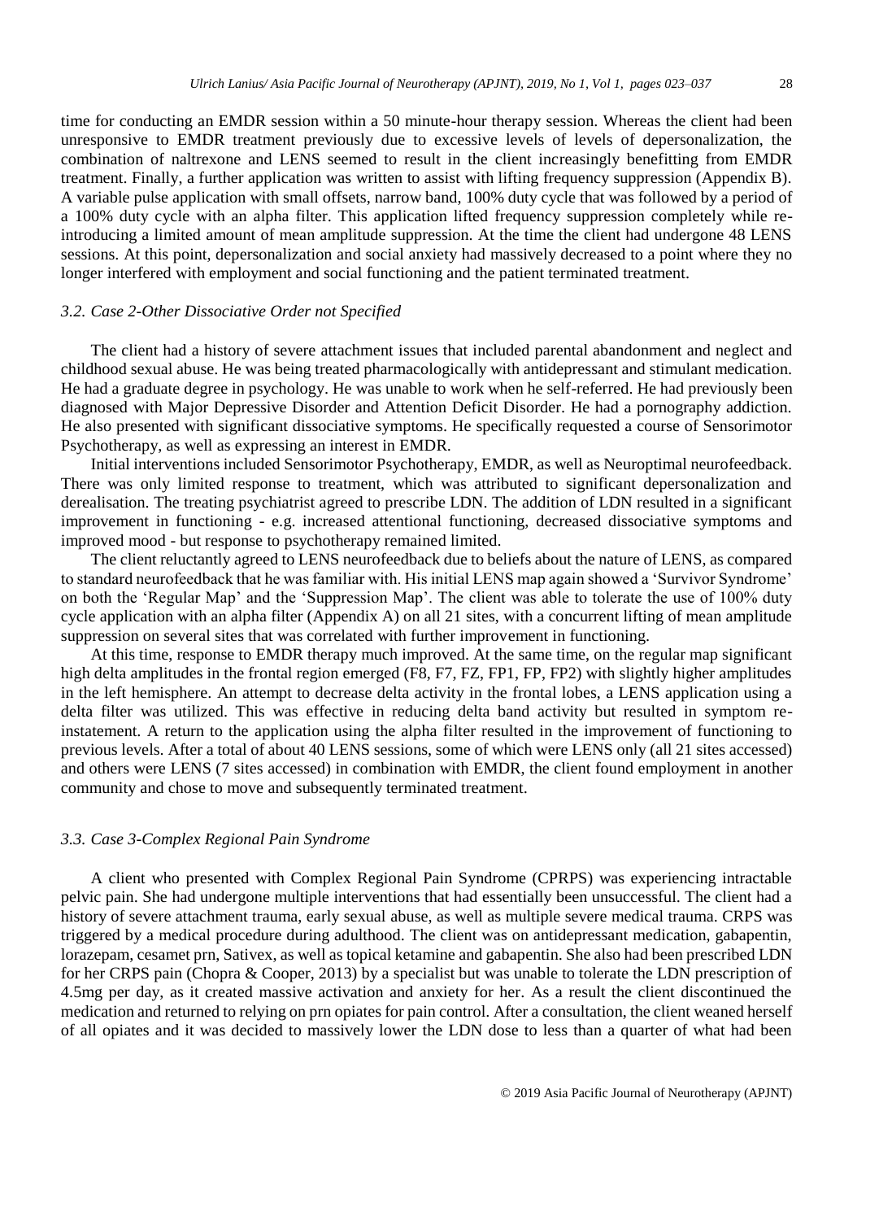time for conducting an EMDR session within a 50 minute-hour therapy session. Whereas the client had been unresponsive to EMDR treatment previously due to excessive levels of levels of depersonalization, the combination of naltrexone and LENS seemed to result in the client increasingly benefitting from EMDR treatment. Finally, a further application was written to assist with lifting frequency suppression (Appendix B). A variable pulse application with small offsets, narrow band, 100% duty cycle that was followed by a period of a 100% duty cycle with an alpha filter. This application lifted frequency suppression completely while re-introducing a limited amount of mean amplitude suppression. At the time the client had undergone 48 LENS sessions. At this point, depersonalization and social anxiety had massively decreased to a point where they no longer interfered with employment and social functioning and the patient terminated treatment.

### *3.2. Case 2-Other Dissociative Order not Specified*

The client had a history of severe attachment issues that included parental abandonment and neglect and childhood sexual abuse. He was being treated pharmacologically with antidepressant and stimulant medication. He had a graduate degree in psychology. He was unable to work when he self-referred. He had previously been diagnosed with Major Depressive Disorder and Attention Deficit Disorder. He had a pornography addiction. He also presented with significant dissociative symptoms. He specifically requested a course of Sensorimotor Psychotherapy, as well as expressing an interest in EMDR.

Initial interventions included Sensorimotor Psychotherapy, EMDR, as well as Neuroptimal neurofeedback. There was only limited response to treatment, which was attributed to significant depersonalization and derealisation. The treating psychiatrist agreed to prescribe LDN. The addition of LDN resulted in a significant improvement in functioning - e.g. increased attentional functioning, decreased dissociative symptoms and improved mood - but response to psychotherapy remained limited.

The client reluctantly agreed to LENS neurofeedback due to beliefs about the nature of LENS, as compared to standard neurofeedback that he was familiar with. His initial LENS map again showed a 'Survivor Syndrome' on both the 'Regular Map' and the 'Suppression Map'. The client was able to tolerate the use of 100% duty cycle application with an alpha filter (Appendix A) on all 21 sites, with a concurrent lifting of mean amplitude suppression on several sites that was correlated with further improvement in functioning.

At this time, response to EMDR therapy much improved. At the same time, on the regular map significant high delta amplitudes in the frontal region emerged (F8, F7, FZ, FP1, FP, FP2) with slightly higher amplitudes in the left hemisphere. An attempt to decrease delta activity in the frontal lobes, a LENS application using a delta filter was utilized. This was effective in reducing delta band activity but resulted in symptom re-instatement. A return to the application using the alpha filter resulted in the improvement of functioning to previous levels. After a total of about 40 LENS sessions, some of which were LENS only (all 21 sites accessed) and others were LENS (7 sites accessed) in combination with EMDR, the client found employment in another community and chose to move and subsequently terminated treatment.

### *3.3. Case 3-Complex Regional Pain Syndrome*

A client who presented with Complex Regional Pain Syndrome (CPRPS) was experiencing intractable pelvic pain. She had undergone multiple interventions that had essentially been unsuccessful. The client had a history of severe attachment trauma, early sexual abuse, as well as multiple severe medical trauma. CRPS was triggered by a medical procedure during adulthood. The client was on antidepressant medication, gabapentin, lorazepam, cesamet prn, Sativex, as well as topical ketamine and gabapentin. She also had been prescribed LDN for her CRPS pain (Chopra & Cooper, 2013) by a specialist but was unable to tolerate the LDN prescription of 4.5mg per day, as it created massive activation and anxiety for her. As a result the client discontinued the medication and returned to relying on prn opiates for pain control. After a consultation, the client weaned herself of all opiates and it was decided to massively lower the LDN dose to less than a quarter of what had been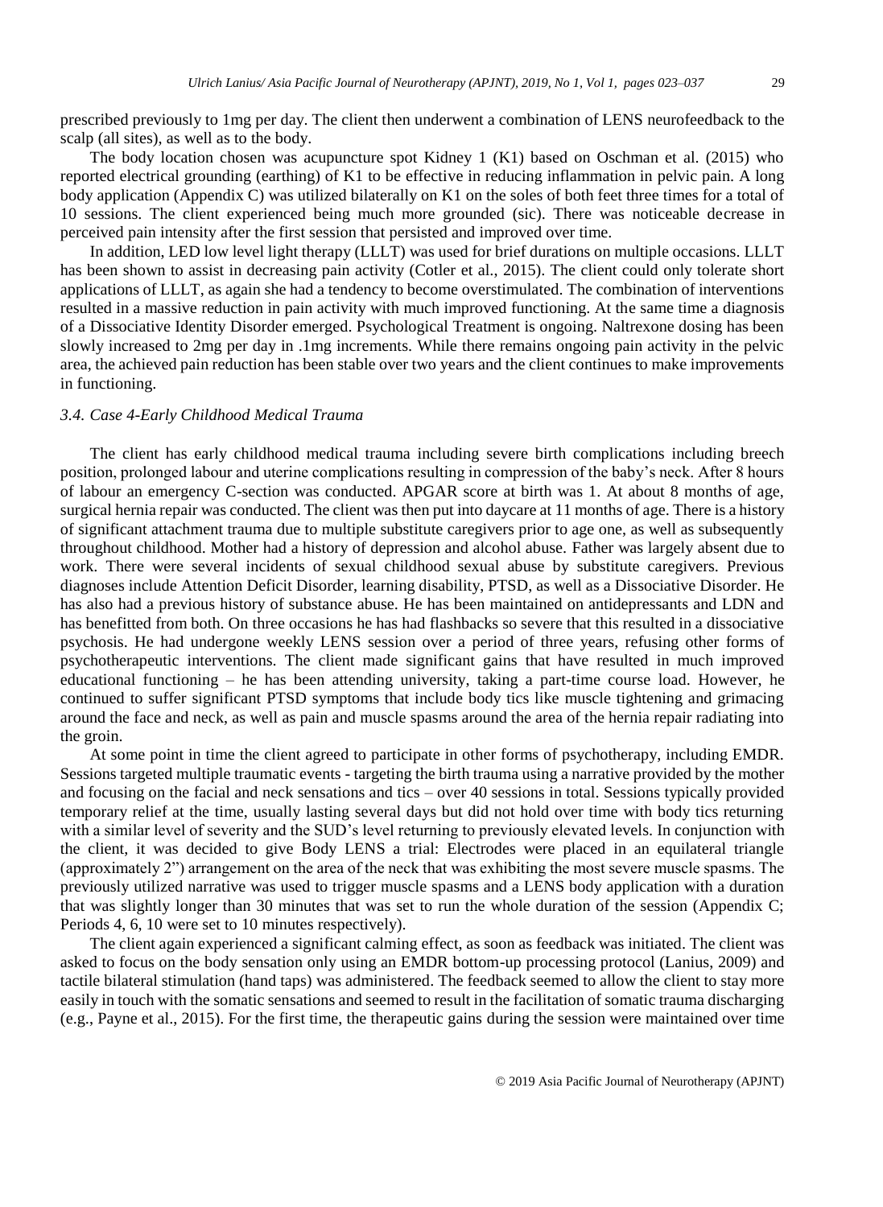prescribed previously to 1mg per day. The client then underwent a combination of LENS neurofeedback to the scalp (all sites), as well as to the body.

The body location chosen was acupuncture spot Kidney 1 (K1) based on Oschman et al. (2015) who reported electrical grounding (earthing) of K1 to be effective in reducing inflammation in pelvic pain. A long body application (Appendix C) was utilized bilaterally on K1 on the soles of both feet three times for a total of 10 sessions. The client experienced being much more grounded (sic). There was noticeable decrease in perceived pain intensity after the first session that persisted and improved over time.

In addition, LED low level light therapy (LLLT) was used for brief durations on multiple occasions. LLLT has been shown to assist in decreasing pain activity (Cotler et al., 2015). The client could only tolerate short applications of LLLT, as again she had a tendency to become overstimulated. The combination of interventions resulted in a massive reduction in pain activity with much improved functioning. At the same time a diagnosis of a Dissociative Identity Disorder emerged. Psychological Treatment is ongoing. Naltrexone dosing has been slowly increased to 2mg per day in .1mg increments. While there remains ongoing pain activity in the pelvic area, the achieved pain reduction has been stable over two years and the client continues to make improvements in functioning.

### *3.4. Case 4-Early Childhood Medical Trauma*

The client has early childhood medical trauma including severe birth complications including breech position, prolonged labour and uterine complications resulting in compression of the baby's neck. After 8 hours of labour an emergency C-section was conducted. APGAR score at birth was 1. At about 8 months of age, surgical hernia repair was conducted. The client was then put into daycare at 11 months of age. There is a history of significant attachment trauma due to multiple substitute caregivers prior to age one, as well as subsequently throughout childhood. Mother had a history of depression and alcohol abuse. Father was largely absent due to work. There were several incidents of sexual childhood sexual abuse by substitute caregivers. Previous diagnoses include Attention Deficit Disorder, learning disability, PTSD, as well as a Dissociative Disorder. He has also had a previous history of substance abuse. He has been maintained on antidepressants and LDN and has benefitted from both. On three occasions he has had flashbacks so severe that this resulted in a dissociative psychosis. He had undergone weekly LENS session over a period of three years, refusing other forms of psychotherapeutic interventions. The client made significant gains that have resulted in much improved educational functioning – he has been attending university, taking a part-time course load. However, he continued to suffer significant PTSD symptoms that include body tics like muscle tightening and grimacing around the face and neck, as well as pain and muscle spasms around the area of the hernia repair radiating into the groin.

At some point in time the client agreed to participate in other forms of psychotherapy, including EMDR. Sessions targeted multiple traumatic events - targeting the birth trauma using a narrative provided by the mother and focusing on the facial and neck sensations and tics – over 40 sessions in total. Sessions typically provided temporary relief at the time, usually lasting several days but did not hold over time with body tics returning with a similar level of severity and the SUD's level returning to previously elevated levels. In conjunction with the client, it was decided to give Body LENS a trial: Electrodes were placed in an equilateral triangle (approximately 2") arrangement on the area of the neck that was exhibiting the most severe muscle spasms. The previously utilized narrative was used to trigger muscle spasms and a LENS body application with a duration that was slightly longer than 30 minutes that was set to run the whole duration of the session (Appendix C; Periods 4, 6, 10 were set to 10 minutes respectively).

The client again experienced a significant calming effect, as soon as feedback was initiated. The client was asked to focus on the body sensation only using an EMDR bottom-up processing protocol (Lanius, 2009) and tactile bilateral stimulation (hand taps) was administered. The feedback seemed to allow the client to stay more easily in touch with the somatic sensations and seemed to result in the facilitation of somatic trauma discharging (e.g., Payne et al., 2015). For the first time, the therapeutic gains during the session were maintained over time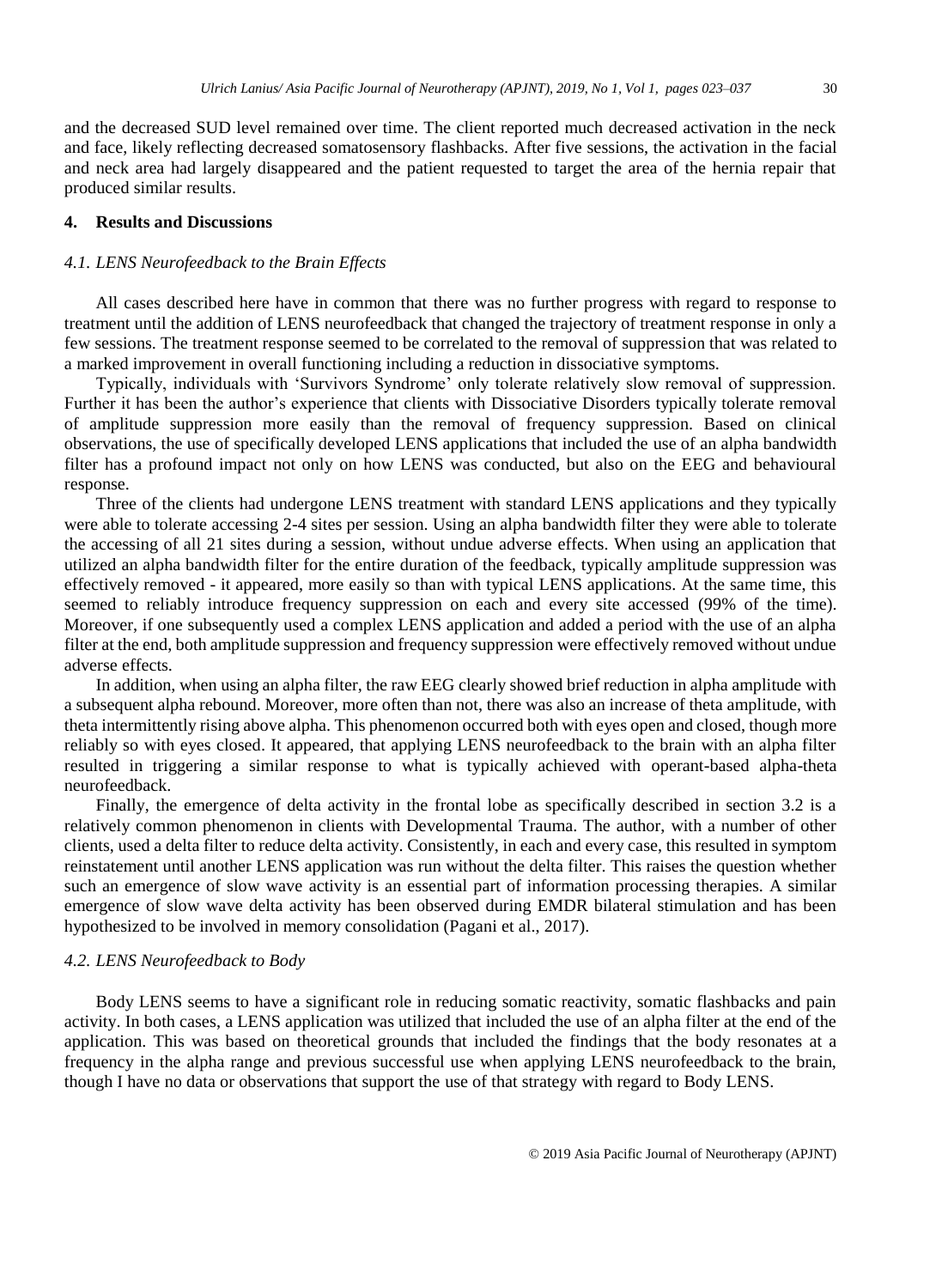and the decreased SUD level remained over time. The client reported much decreased activation in the neck and face, likely reflecting decreased somatosensory flashbacks. After five sessions, the activation in the facial and neck area had largely disappeared and the patient requested to target the area of the hernia repair that produced similar results.

## 4. Results and Discussions

### *4.1. LENS Neurofeedback to the Brain Effects*

All cases described here have in common that there was no further progress with regard to response to treatment until the addition of LENS neurofeedback that changed the trajectory of treatment response in only a few sessions. The treatment response seemed to be correlated to the removal of suppression that was related to a marked improvement in overall functioning including a reduction in dissociative symptoms.

Typically, individuals with 'Survivors Syndrome' only tolerate relatively slow removal of suppression. Further it has been the author's experience that clients with Dissociative Disorders typically tolerate removal of amplitude suppression more easily than the removal of frequency suppression. Based on clinical observations, the use of specifically developed LENS applications that included the use of an alpha bandwidth filter has a profound impact not only on how LENS was conducted, but also on the EEG and behavioural response.

Three of the clients had undergone LENS treatment with standard LENS applications and they typically were able to tolerate accessing 2-4 sites per session. Using an alpha bandwidth filter they were able to tolerate the accessing of all 21 sites during a session, without undue adverse effects. When using an application that utilized an alpha bandwidth filter for the entire duration of the feedback, typically amplitude suppression was effectively removed - it appeared, more easily so than with typical LENS applications. At the same time, this seemed to reliably introduce frequency suppression on each and every site accessed (99% of the time). Moreover, if one subsequently used a complex LENS application and added a period with the use of an alpha filter at the end, both amplitude suppression and frequency suppression were effectively removed without undue adverse effects.

In addition, when using an alpha filter, the raw EEG clearly showed brief reduction in alpha amplitude with a subsequent alpha rebound. Moreover, more often than not, there was also an increase of theta amplitude, with theta intermittently rising above alpha. This phenomenon occurred both with eyes open and closed, though more reliably so with eyes closed. It appeared, that applying LENS neurofeedback to the brain with an alpha filter resulted in triggering a similar response to what is typically achieved with operant-based alpha-theta neurofeedback.

Finally, the emergence of delta activity in the frontal lobe as specifically described in section 3.2 is a relatively common phenomenon in clients with Developmental Trauma. The author, with a number of other clients, used a delta filter to reduce delta activity. Consistently, in each and every case, this resulted in symptom reinstatement until another LENS application was run without the delta filter. This raises the question whether such an emergence of slow wave activity is an essential part of information processing therapies. A similar emergence of slow wave delta activity has been observed during EMDR bilateral stimulation and has been hypothesized to be involved in memory consolidation (Pagani et al., 2017).

### *4.2. LENS Neurofeedback to Body*

Body LENS seems to have a significant role in reducing somatic reactivity, somatic flashbacks and pain activity. In both cases, a LENS application was utilized that included the use of an alpha filter at the end of the application. This was based on theoretical grounds that included the findings that the body resonates at a frequency in the alpha range and previous successful use when applying LENS neurofeedback to the brain, though I have no data or observations that support the use of that strategy with regard to Body LENS.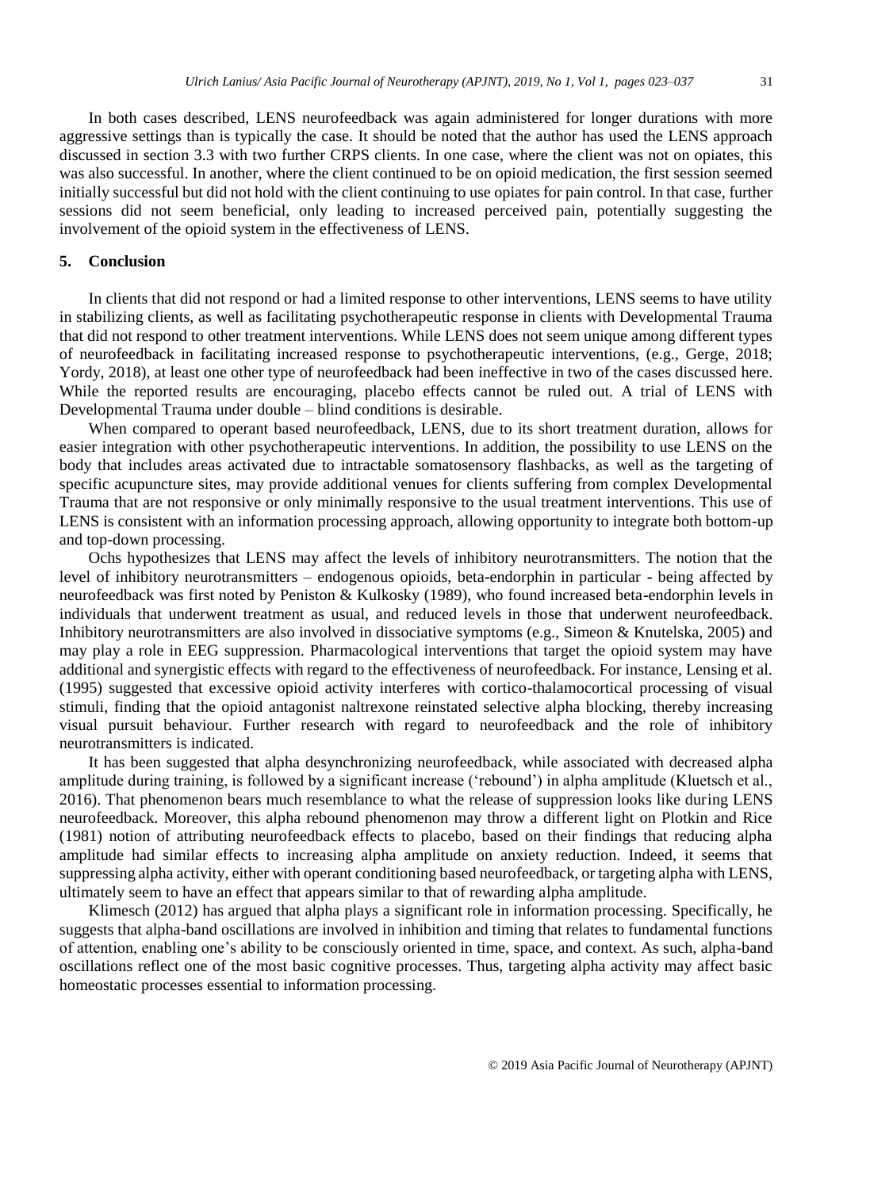In both cases described, LENS neurofeedback was again administered for longer durations with more aggressive settings than is typically the case. It should be noted that the author has used the LENS approach discussed in section 3.3 with two further CRPS clients. In one case, where the client was not on opiates, this was also successful. In another, where the client continued to be on opioid medication, the first session seemed initially successful but did not hold with the client continuing to use opiates for pain control. In that case, further sessions did not seem beneficial, only leading to increased perceived pain, potentially suggesting the involvement of the opioid system in the effectiveness of LENS.

## 5. Conclusion

In clients that did not respond or had a limited response to other interventions, LENS seems to have utility in stabilizing clients, as well as facilitating psychotherapeutic response in clients with Developmental Trauma that did not respond to other treatment interventions. While LENS does not seem unique among different types of neurofeedback in facilitating increased response to psychotherapeutic interventions, (e.g., Gerge, 2018; Yordy, 2018), at least one other type of neurofeedback had been ineffective in two of the cases discussed here. While the reported results are encouraging, placebo effects cannot be ruled out. A trial of LENS with Developmental Trauma under double – blind conditions is desirable.

When compared to operant based neurofeedback, LENS, due to its short treatment duration, allows for easier integration with other psychotherapeutic interventions. In addition, the possibility to use LENS on the body that includes areas activated due to intractable somatosensory flashbacks, as well as the targeting of specific acupuncture sites, may provide additional venues for clients suffering from complex Developmental Trauma that are not responsive or only minimally responsive to the usual treatment interventions. This use of LENS is consistent with an information processing approach, allowing opportunity to integrate both bottom-up and top-down processing.

Ochs hypothesizes that LENS may affect the levels of inhibitory neurotransmitters. The notion that the level of inhibitory neurotransmitters – endogenous opioids, beta-endorphin in particular - being affected by neurofeedback was first noted by Peniston & Kulkosky (1989), who found increased beta-endorphin levels in individuals that underwent treatment as usual, and reduced levels in those that underwent neurofeedback. Inhibitory neurotransmitters are also involved in dissociative symptoms (e.g., Simeon & Knutelska, 2005) and may play a role in EEG suppression. Pharmacological interventions that target the opioid system may have additional and synergistic effects with regard to the effectiveness of neurofeedback. For instance, Lensing et al. (1995) suggested that excessive opioid activity interferes with cortico-thalamocortical processing of visual stimuli, finding that the opioid antagonist naltrexone reinstated selective alpha blocking, thereby increasing visual pursuit behaviour. Further research with regard to neurofeedback and the role of inhibitory neurotransmitters is indicated.

It has been suggested that alpha desynchronizing neurofeedback, while associated with decreased alpha amplitude during training, is followed by a significant increase ('rebound') in alpha amplitude (Kluetsch et al., 2016). That phenomenon bears much resemblance to what the release of suppression looks like during LENS neurofeedback. Moreover, this alpha rebound phenomenon may throw a different light on Plotkin and Rice (1981) notion of attributing neurofeedback effects to placebo, based on their findings that reducing alpha amplitude had similar effects to increasing alpha amplitude on anxiety reduction. Indeed, it seems that suppressing alpha activity, either with operant conditioning based neurofeedback, or targeting alpha with LENS, ultimately seem to have an effect that appears similar to that of rewarding alpha amplitude.

Klimesch (2012) has argued that alpha plays a significant role in information processing. Specifically, he suggests that alpha-band oscillations are involved in inhibition and timing that relates to fundamental functions of attention, enabling one's ability to be consciously oriented in time, space, and context. As such, alpha-band oscillations reflect one of the most basic cognitive processes. Thus, targeting alpha activity may affect basic homeostatic processes essential to information processing.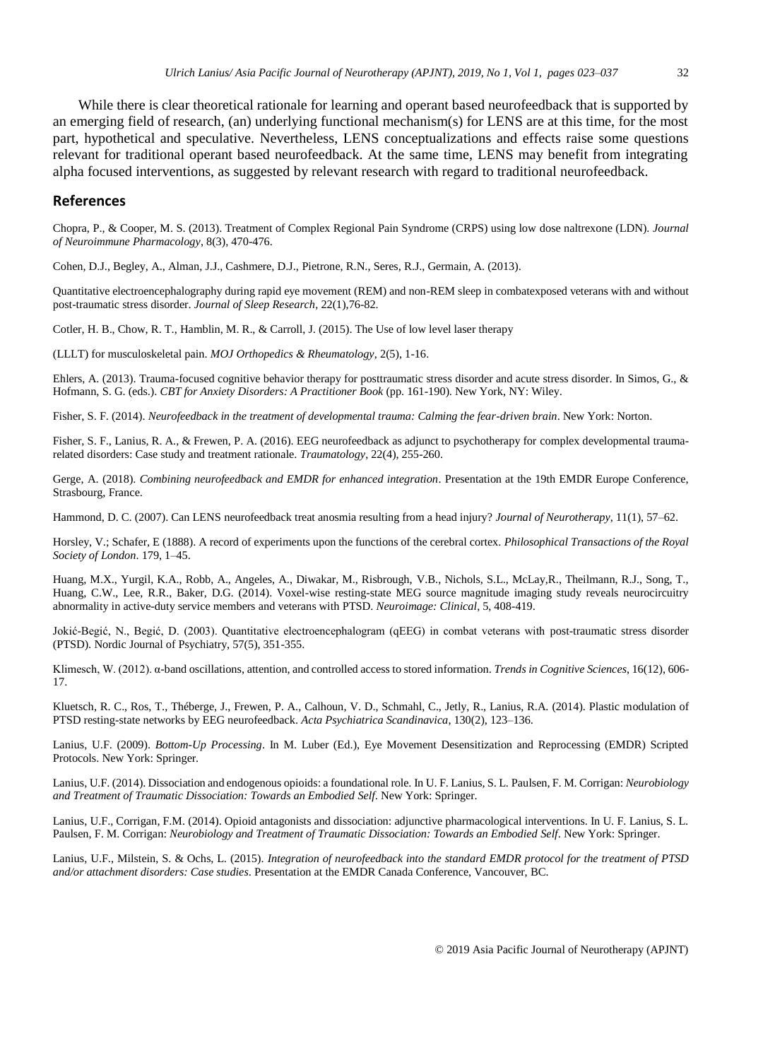While there is clear theoretical rationale for learning and operant based neurofeedback that is supported by an emerging field of research, (an) underlying functional mechanism(s) for LENS are at this time, for the most part, hypothetical and speculative. Nevertheless, LENS conceptualizations and effects raise some questions relevant for traditional operant based neurofeedback. At the same time, LENS may benefit from integrating alpha focused interventions, as suggested by relevant research with regard to traditional neurofeedback.

## References

Chopra, P., & Cooper, M. S. (2013). Treatment of Complex Regional Pain Syndrome (CRPS) using low dose naltrexone (LDN). *Journal of Neuroimmune Pharmacology*, 8(3), 470-476.

Cohen, D.J., Begley, A., Alman, J.J., Cashmere, D.J., Pietrone, R.N., Seres, R.J., Germain, A. (2013).

Quantitative electroencephalography during rapid eye movement (REM) and non-REM sleep in combatexposed veterans with and without post-traumatic stress disorder. *Journal of Sleep Research*, 22(1),76-82.

Cotler, H. B., Chow, R. T., Hamblin, M. R., & Carroll, J. (2015). The Use of low level laser therapy

(LLLT) for musculoskeletal pain. *MOJ Orthopedics & Rheumatology*, 2(5), 1-16.

Ehlers, A. (2013). Trauma-focused cognitive behavior therapy for posttraumatic stress disorder and acute stress disorder. In Simos, G., & Hofmann, S. G. (eds.). *CBT for Anxiety Disorders: A Practitioner Book* (pp. 161-190). New York, NY: Wiley.

Fisher, S. F. (2014). *Neurofeedback in the treatment of developmental trauma: Calming the fear-driven brain*. New York: Norton.

Fisher, S. F., Lanius, R. A., & Frewen, P. A. (2016). EEG neurofeedback as adjunct to psychotherapy for complex developmental trauma-related disorders: Case study and treatment rationale. *Traumatology*, 22(4), 255-260.

Gerge, A. (2018). *Combining neurofeedback and EMDR for enhanced integration*. Presentation at the 19th EMDR Europe Conference, Strasbourg, France.

Hammond, D. C. (2007). Can LENS neurofeedback treat anosmia resulting from a head injury? *Journal of Neurotherapy*, 11(1), 57–62.

Horsley, V.; Schafer, E (1888). A record of experiments upon the functions of the cerebral cortex. *Philosophical Transactions of the Royal Society of London*. 179, 1–45.

Huang, M.X., Yurgil, K.A., Robb, A., Angeles, A., Diwakar, M., Risbrough, V.B., Nichols, S.L., McLay,R., Theilmann, R.J., Song, T., Huang, C.W., Lee, R.R., Baker, D.G. (2014). Voxel-wise resting-state MEG source magnitude imaging study reveals neurocircuitry abnormality in active-duty service members and veterans with PTSD. *Neuroimage: Clinical*, 5, 408-419.

Jokić-Begić, N., Begić, D. (2003). Quantitative electroencephalogram (qEEG) in combat veterans with post-traumatic stress disorder (PTSD). Nordic Journal of Psychiatry, 57(5), 351-355.

Klimesch, W. (2012). α-band oscillations, attention, and controlled access to stored information. *Trends in Cognitive Sciences*, 16(12), 606-17.

Kluetsch, R. C., Ros, T., Théberge, J., Frewen, P. A., Calhoun, V. D., Schmahl, C., Jetly, R., Lanius, R.A. (2014). Plastic modulation of PTSD resting-state networks by EEG neurofeedback. *Acta Psychiatrica Scandinavica*, 130(2), 123–136.

Lanius, U.F. (2009). *Bottom-Up Processing*. In M. Luber (Ed.), Eye Movement Desensitization and Reprocessing (EMDR) Scripted Protocols. New York: Springer.

Lanius, U.F. (2014). Dissociation and endogenous opioids: a foundational role. In U. F. Lanius, S. L. Paulsen, F. M. Corrigan: *Neurobiology and Treatment of Traumatic Dissociation: Towards an Embodied Self*. New York: Springer.

Lanius, U.F., Corrigan, F.M. (2014). Opioid antagonists and dissociation: adjunctive pharmacological interventions. In U. F. Lanius, S. L. Paulsen, F. M. Corrigan: *Neurobiology and Treatment of Traumatic Dissociation: Towards an Embodied Self*. New York: Springer.

Lanius, U.F., Milstein, S. & Ochs, L. (2015). *Integration of neurofeedback into the standard EMDR protocol for the treatment of PTSD and/or attachment disorders: Case studies*. Presentation at the EMDR Canada Conference, Vancouver, BC.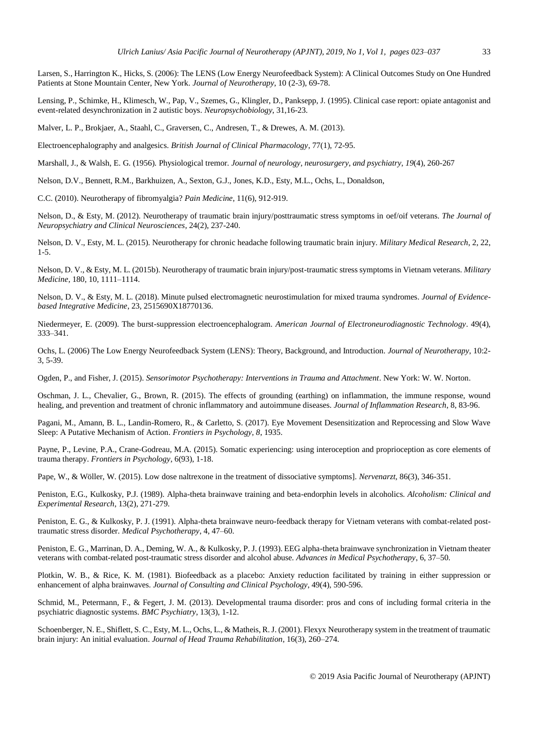Larsen, S., Harrington K., Hicks, S. (2006): The LENS (Low Energy Neurofeedback System): A Clinical Outcomes Study on One Hundred Patients at Stone Mountain Center, New York. *Journal of Neurotherapy*, 10 (2-3), 69-78.

Lensing, P., Schimke, H., Klimesch, W., Pap, V., Szemes, G., Klingler, D., Panksepp, J. (1995). Clinical case report: opiate antagonist and event-related desynchronization in 2 autistic boys. *Neuropsychobiology*, 31,16-23.

Malver, L. P., Brokjaer, A., Staahl, C., Graversen, C., Andresen, T., & Drewes, A. M. (2013).

Electroencephalography and analgesics. *British Journal of Clinical Pharmacology*, 77(1), 72-95.

Marshall, J., & Walsh, E. G. (1956). Physiological tremor. *Journal of neurology, neurosurgery, and psychiatry*, *19*(4), 260-267

Nelson, D.V., Bennett, R.M., Barkhuizen, A., Sexton, G.J., Jones, K.D., Esty, M.L., Ochs, L., Donaldson,

C.C. (2010). Neurotherapy of fibromyalgia? *Pain Medicine*, 11(6), 912-919.

Nelson, D., & Esty, M. (2012). Neurotherapy of traumatic brain injury/posttraumatic stress symptoms in oef/oif veterans. *The Journal of Neuropsychiatry and Clinical Neurosciences*, 24(2), 237-240.

Nelson, D. V., Esty, M. L. (2015). Neurotherapy for chronic headache following traumatic brain injury. *Military Medical Research*, 2, 22, 1-5.

Nelson, D. V., & Esty, M. L. (2015b). Neurotherapy of traumatic brain injury/post-traumatic stress symptoms in Vietnam veterans. *Military Medicine*, 180, 10, 1111–1114.

Nelson, D. V., & Esty, M. L. (2018). Minute pulsed electromagnetic neurostimulation for mixed trauma syndromes. *Journal of Evidence-based Integrative Medicine*, 23, 2515690X18770136.

Niedermeyer, E. (2009). The burst-suppression electroencephalogram. *American Journal of Electroneurodiagnostic Technology*. 49(4), 333–341.

Ochs, L. (2006) The Low Energy Neurofeedback System (LENS): Theory, Background, and Introduction. *Journal of Neurotherapy*, 10:2-3, 5-39.

Ogden, P., and Fisher, J. (2015). *Sensorimotor Psychotherapy: Interventions in Trauma and Attachment*. New York: W. W. Norton.

Oschman, J. L., Chevalier, G., Brown, R. (2015). The effects of grounding (earthing) on inflammation, the immune response, wound healing, and prevention and treatment of chronic inflammatory and autoimmune diseases. *Journal of Inflammation Research*, 8, 83-96.

Pagani, M., Amann, B. L., Landin-Romero, R., & Carletto, S. (2017). Eye Movement Desensitization and Reprocessing and Slow Wave Sleep: A Putative Mechanism of Action. *Frontiers in Psychology*, *8*, 1935.

Payne, P., Levine, P.A., Crane-Godreau, M.A. (2015). Somatic experiencing: using interoception and proprioception as core elements of trauma therapy. *Frontiers in Psychology*, 6(93), 1-18.

Pape, W., & Wöller, W. (2015). Low dose naltrexone in the treatment of dissociative symptoms]. *Nervenarzt*, 86(3), 346-351.

Peniston, E.G., Kulkosky, P.J. (1989). Alpha-theta brainwave training and beta-endorphin levels in alcoholics. *Alcoholism: Clinical and Experimental Research*, 13(2), 271-279.

Peniston, E. G., & Kulkosky, P. J. (1991). Alpha-theta brainwave neuro-feedback therapy for Vietnam veterans with combat-related post-traumatic stress disorder. *Medical Psychotherapy*, 4, 47–60.

Peniston, E. G., Marrinan, D. A., Deming, W. A., & Kulkosky, P. J. (1993). EEG alpha-theta brainwave synchronization in Vietnam theater veterans with combat-related post-traumatic stress disorder and alcohol abuse. *Advances in Medical Psychotherapy*, 6, 37–50.

Plotkin, W. B., & Rice, K. M. (1981). Biofeedback as a placebo: Anxiety reduction facilitated by training in either suppression or enhancement of alpha brainwaves. *Journal of Consulting and Clinical Psychology*, 49(4), 590-596.

Schmid, M., Petermann, F., & Fegert, J. M. (2013). Developmental trauma disorder: pros and cons of including formal criteria in the psychiatric diagnostic systems. *BMC Psychiatry*, 13(3), 1-12.

Schoenberger, N. E., Shiflett, S. C., Esty, M. L., Ochs, L., & Matheis, R. J. (2001). Flexyx Neurotherapy system in the treatment of traumatic brain injury: An initial evaluation. *Journal of Head Trauma Rehabilitation*, 16(3), 260–274.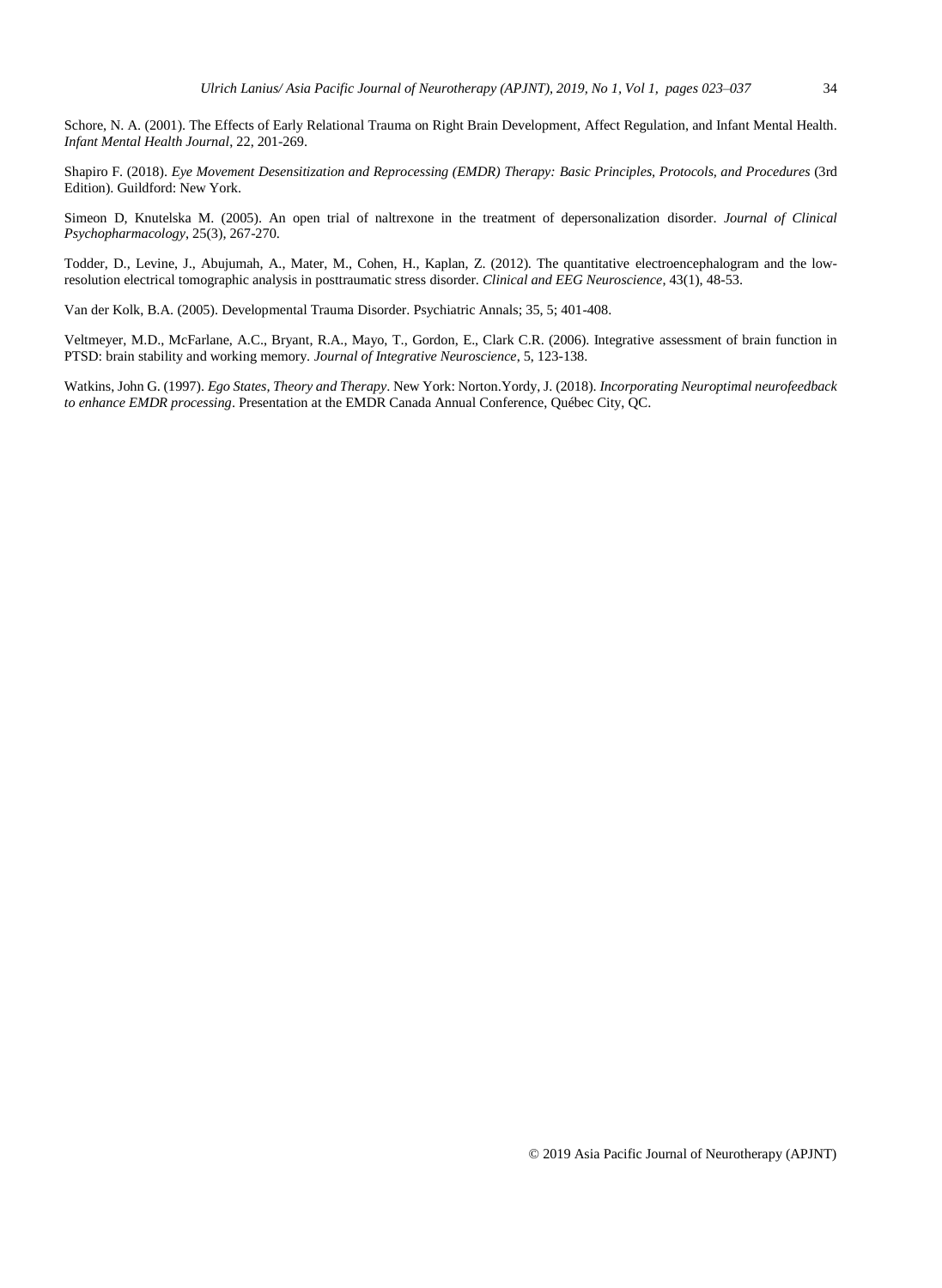Schore, N. A. (2001). The Effects of Early Relational Trauma on Right Brain Development, Affect Regulation, and Infant Mental Health. *Infant Mental Health Journal*, 22, 201-269.

Shapiro F. (2018). *Eye Movement Desensitization and Reprocessing (EMDR) Therapy: Basic Principles, Protocols, and Procedures* (3rd Edition). Guildford: New York.

Simeon D, Knutelska M. (2005). An open trial of naltrexone in the treatment of depersonalization disorder. *Journal of Clinical Psychopharmacology*, 25(3), 267-270.

Todder, D., Levine, J., Abujumah, A., Mater, M., Cohen, H., Kaplan, Z. (2012). The quantitative electroencephalogram and the low-resolution electrical tomographic analysis in posttraumatic stress disorder. *Clinical and EEG Neuroscience*, 43(1), 48-53.

Van der Kolk, B.A. (2005). Developmental Trauma Disorder. Psychiatric Annals; 35, 5; 401-408.

Veltmeyer, M.D., McFarlane, A.C., Bryant, R.A., Mayo, T., Gordon, E., Clark C.R. (2006). Integrative assessment of brain function in PTSD: brain stability and working memory. *Journal of Integrative Neuroscience*, 5, 123-138.

Watkins, John G. (1997). *Ego States, Theory and Therapy*. New York: Norton.Yordy, J. (2018). *Incorporating Neuroptimal neurofeedback to enhance EMDR processing*. Presentation at the EMDR Canada Annual Conference, Québec City, QC.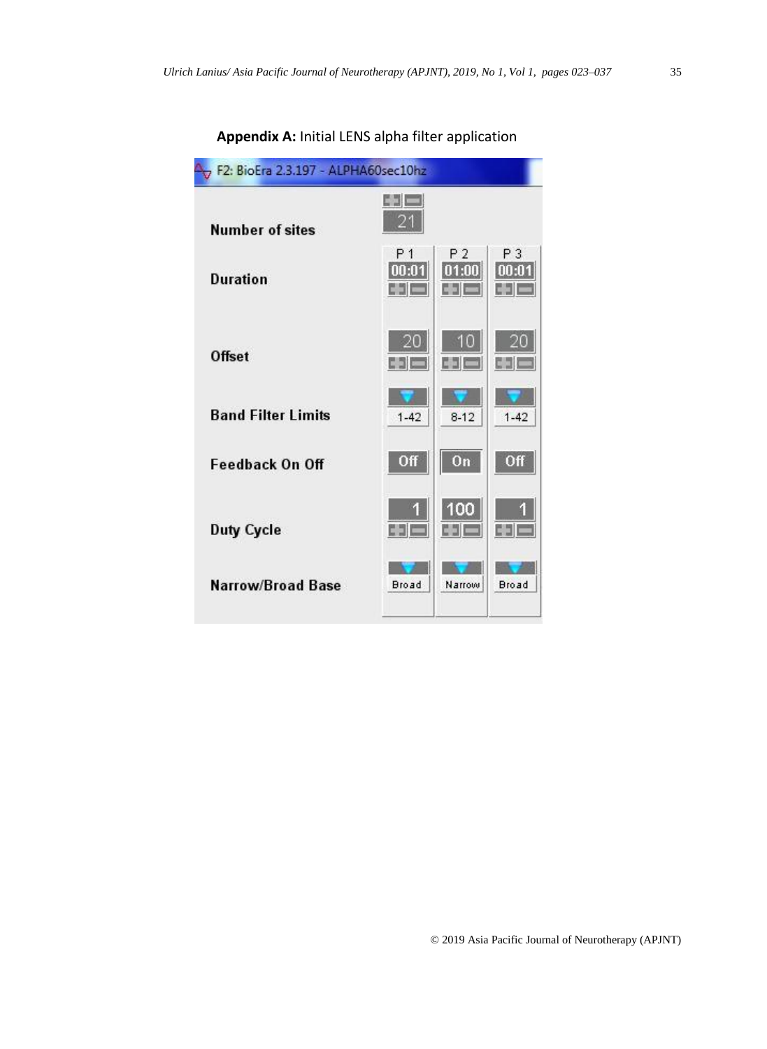**Appendix A:** Initial LENS alpha filter application

F2: BioEra 2.3.197 - ALPHA60sec10hz

| Number of sites | 21 | | |
|---|---|---|---|
| | P 1 | P 2 | P 3 |
| Duration | 00:01 | 01:00 | 00:01 |
| Offset | 20 | 10 | 20 |
| Band Filter Limits | 1-42 | 8-12 | 1-42 |
| Feedback On Off | Off | On | Off |
| Duty Cycle | 1 | 100 | 1 |
| Narrow/Broad Base | Broad | Narrow | Broad |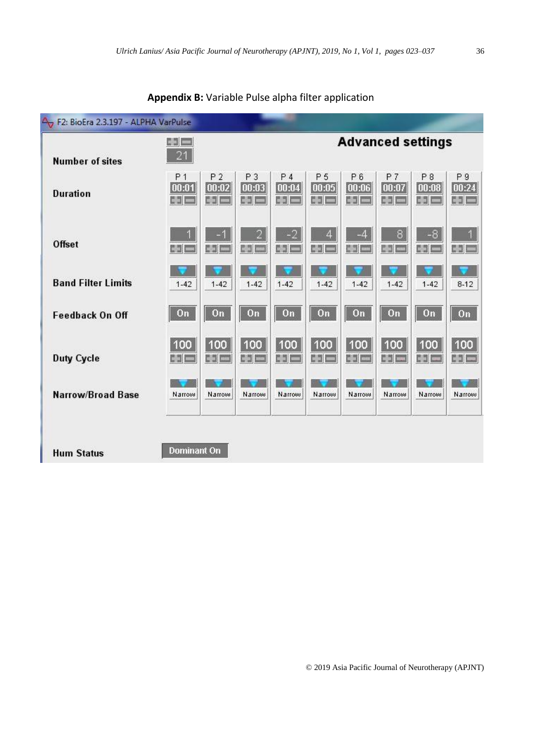**Appendix B:** Variable Pulse alpha filter application

F2: BioEra 2.3.197 - ALPHA VarPulse

**Advanced settings**

| | P 1 | P 2 | P 3 | P 4 | P 5 | P 6 | P 7 | P 8 | P 9 |
|---|---|---|---|---|---|---|---|---|---|
| **Number of sites** | 21 | | | | | | | | |
| **Duration** | 00:01 | 00:02 | 00:03 | 00:04 | 00:05 | 00:06 | 00:07 | 00:08 | 00:24 |
| **Offset** | 1 | -1 | 2 | -2 | 4 | -4 | 8 | -8 | 1 |
| **Band Filter Limits** | 1-42 | 1-42 | 1-42 | 1-42 | 1-42 | 1-42 | 1-42 | 1-42 | 8-12 |
| **Feedback On Off** | On | On | On | On | On | On | On | On | On |
| **Duty Cycle** | 100 | 100 | 100 | 100 | 100 | 100 | 100 | 100 | 100 |
| **Narrow/Broad Base** | Narrow | Narrow | Narrow | Narrow | Narrow | Narrow | Narrow | Narrow | Narrow |
| **Hum Status** | Dominant On | | | | | | | | |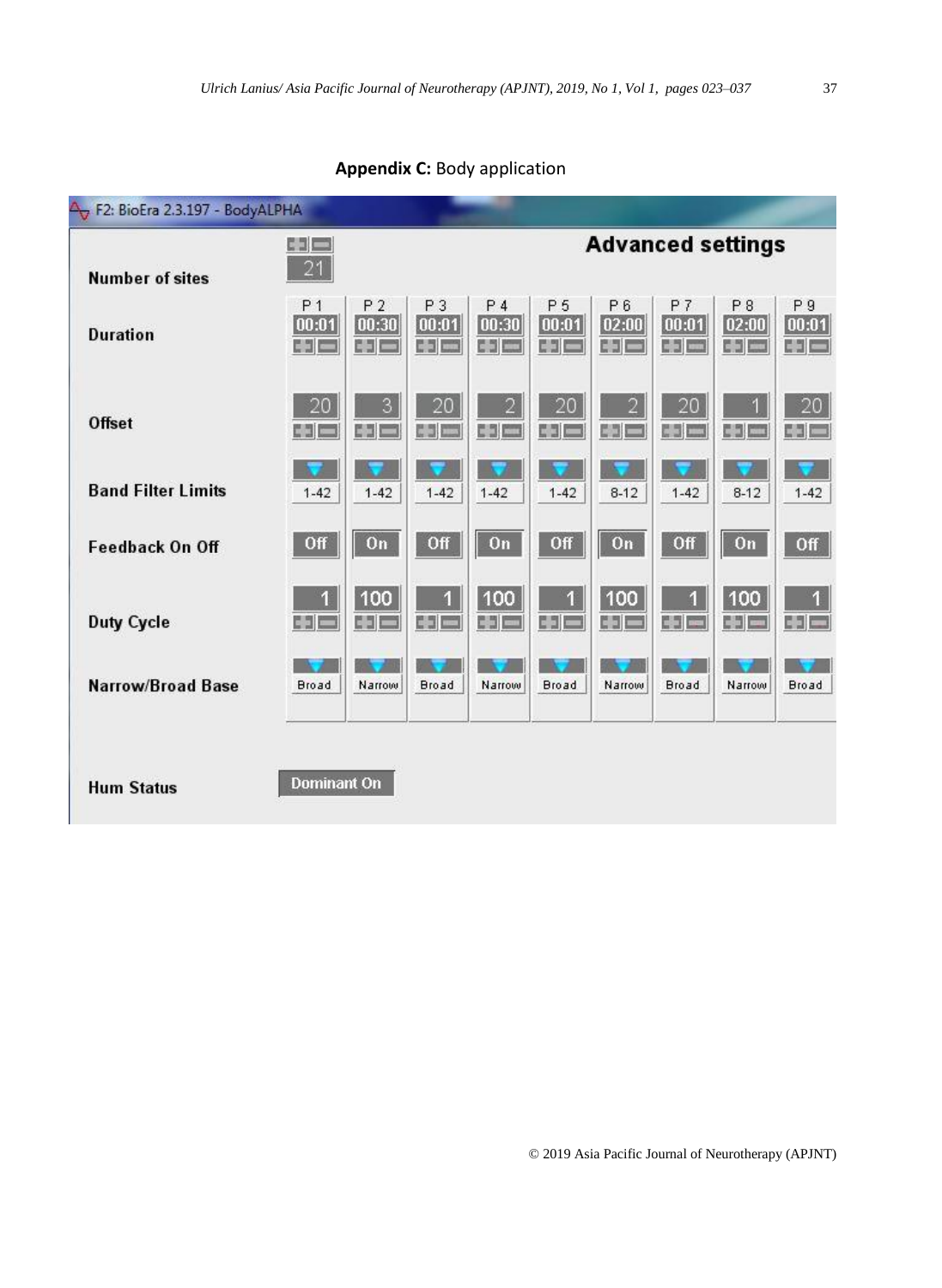**Appendix C:** Body application

F2: BioEra 2.3.197 - BodyALPHA

**Advanced settings**

| | | | | | | | | | |
|---|---|---|---|---|---|---|---|---|---|
| **Number of sites** | 21 | | | | | | | | |
| | P 1 | P 2 | P 3 | P 4 | P 5 | P 6 | P 7 | P 8 | P 9 |
| **Duration** | 00:01 | 00:30 | 00:01 | 00:30 | 00:01 | 02:00 | 00:01 | 02:00 | 00:01 |
| **Offset** | 20 | 3 | 20 | 2 | 20 | 2 | 20 | 1 | 20 |
| **Band Filter Limits** | 1-42 | 1-42 | 1-42 | 1-42 | 1-42 | 8-12 | 1-42 | 8-12 | 1-42 |
| **Feedback On Off** | Off | On | Off | On | Off | On | Off | On | Off |
| **Duty Cycle** | 1 | 100 | 1 | 100 | 1 | 100 | 1 | 100 | 1 |
| **Narrow/Broad Base** | Broad | Narrow | Broad | Narrow | Broad | Narrow | Broad | Narrow | Broad |
| **Hum Status** | Dominant On | | | | | | | | |